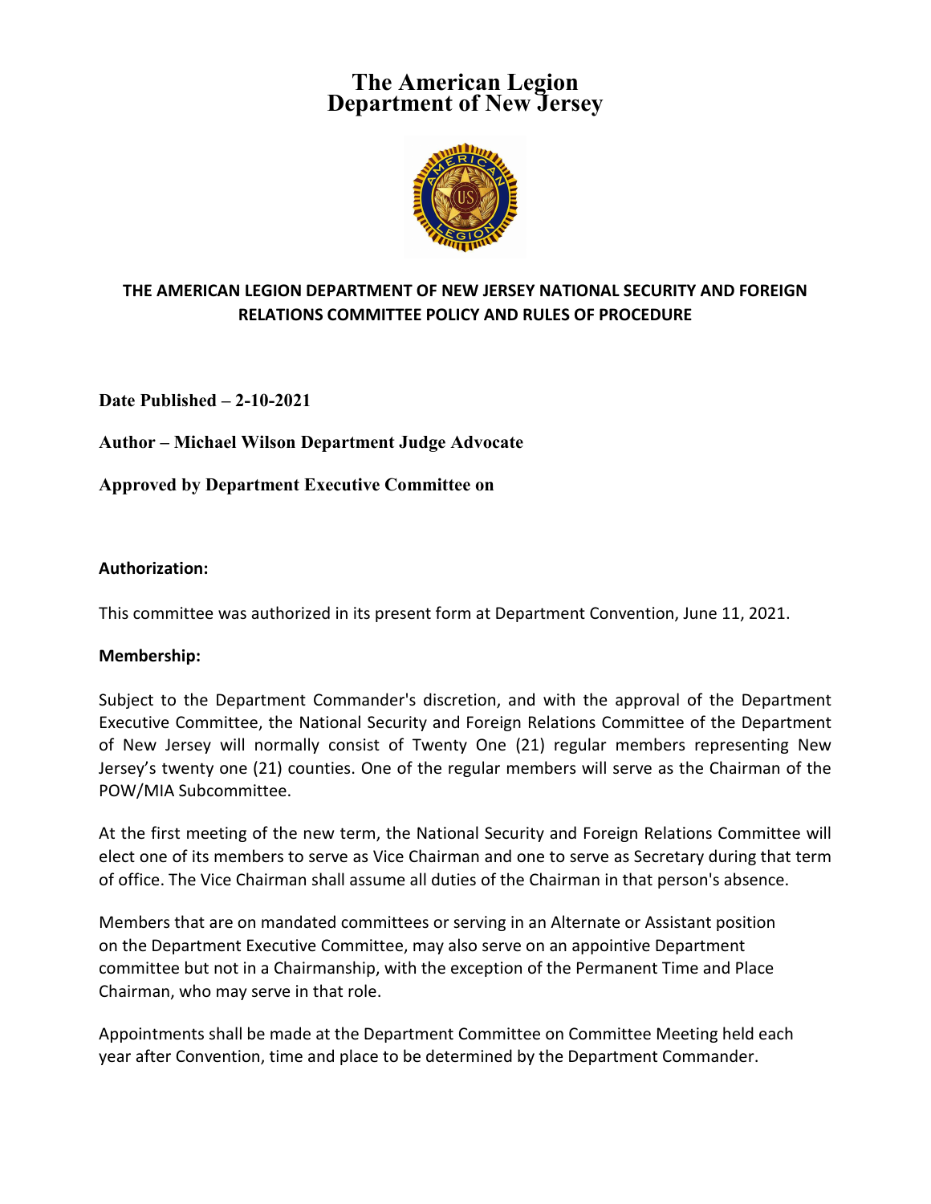# The American Legion
# Department of New Jersey

## THE AMERICAN LEGION DEPARTMENT OF NEW JERSEY NATIONAL SECURITY AND FOREIGN RELATIONS COMMITTEE POLICY AND RULES OF PROCEDURE

**Date Published – 2-10-2021**

**Author – Michael Wilson Department Judge Advocate**

**Approved by Department Executive Committee on**

**Authorization:**

This committee was authorized in its present form at Department Convention, June 11, 2021.

**Membership:**

Subject to the Department Commander's discretion, and with the approval of the Department Executive Committee, the National Security and Foreign Relations Committee of the Department of New Jersey will normally consist of Twenty One (21) regular members representing New Jersey's twenty one (21) counties. One of the regular members will serve as the Chairman of the POW/MIA Subcommittee.

At the first meeting of the new term, the National Security and Foreign Relations Committee will elect one of its members to serve as Vice Chairman and one to serve as Secretary during that term of office. The Vice Chairman shall assume all duties of the Chairman in that person's absence.

Members that are on mandated committees or serving in an Alternate or Assistant position on the Department Executive Committee, may also serve on an appointive Department committee but not in a Chairmanship, with the exception of the Permanent Time and Place Chairman, who may serve in that role.

Appointments shall be made at the Department Committee on Committee Meeting held each year after Convention, time and place to be determined by the Department Commander.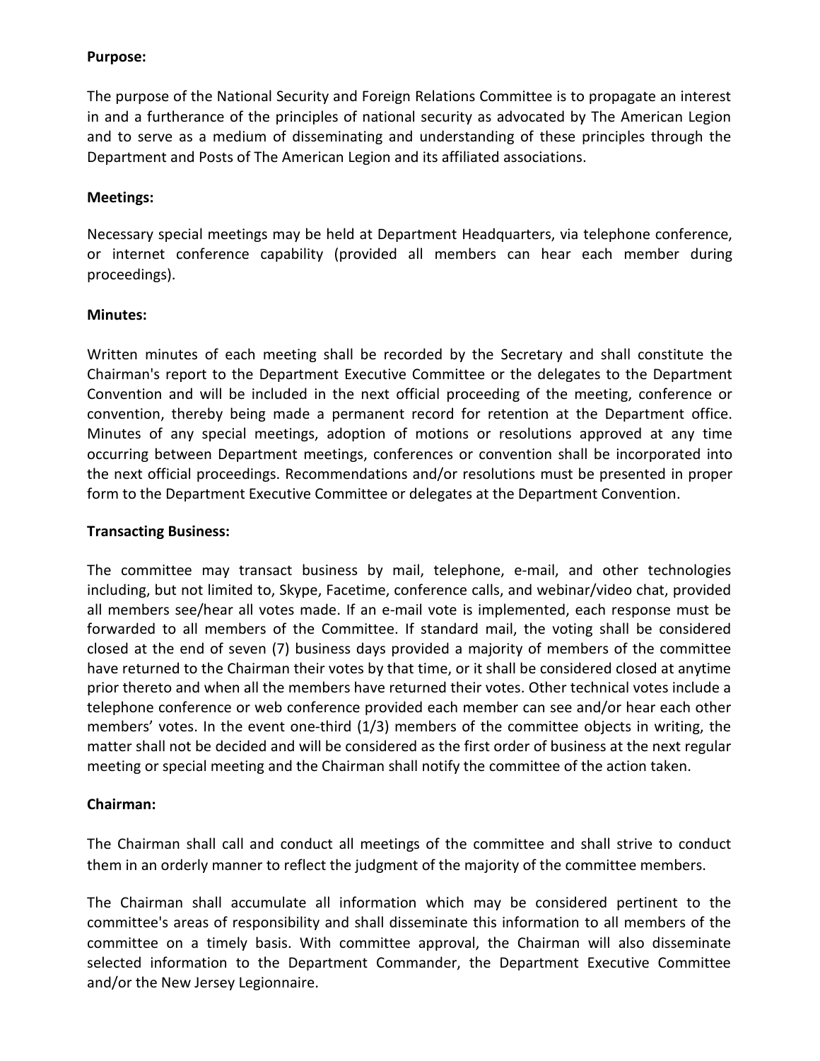**Purpose:**

The purpose of the National Security and Foreign Relations Committee is to propagate an interest in and a furtherance of the principles of national security as advocated by The American Legion and to serve as a medium of disseminating and understanding of these principles through the Department and Posts of The American Legion and its affiliated associations.

**Meetings:**

Necessary special meetings may be held at Department Headquarters, via telephone conference, or internet conference capability (provided all members can hear each member during proceedings).

**Minutes:**

Written minutes of each meeting shall be recorded by the Secretary and shall constitute the Chairman's report to the Department Executive Committee or the delegates to the Department Convention and will be included in the next official proceeding of the meeting, conference or convention, thereby being made a permanent record for retention at the Department office. Minutes of any special meetings, adoption of motions or resolutions approved at any time occurring between Department meetings, conferences or convention shall be incorporated into the next official proceedings. Recommendations and/or resolutions must be presented in proper form to the Department Executive Committee or delegates at the Department Convention.

**Transacting Business:**

The committee may transact business by mail, telephone, e-mail, and other technologies including, but not limited to, Skype, Facetime, conference calls, and webinar/video chat, provided all members see/hear all votes made. If an e-mail vote is implemented, each response must be forwarded to all members of the Committee. If standard mail, the voting shall be considered closed at the end of seven (7) business days provided a majority of members of the committee have returned to the Chairman their votes by that time, or it shall be considered closed at anytime prior thereto and when all the members have returned their votes. Other technical votes include a telephone conference or web conference provided each member can see and/or hear each other members' votes. In the event one-third (1/3) members of the committee objects in writing, the matter shall not be decided and will be considered as the first order of business at the next regular meeting or special meeting and the Chairman shall notify the committee of the action taken.

**Chairman:**

The Chairman shall call and conduct all meetings of the committee and shall strive to conduct them in an orderly manner to reflect the judgment of the majority of the committee members.

The Chairman shall accumulate all information which may be considered pertinent to the committee's areas of responsibility and shall disseminate this information to all members of the committee on a timely basis. With committee approval, the Chairman will also disseminate selected information to the Department Commander, the Department Executive Committee and/or the New Jersey Legionnaire.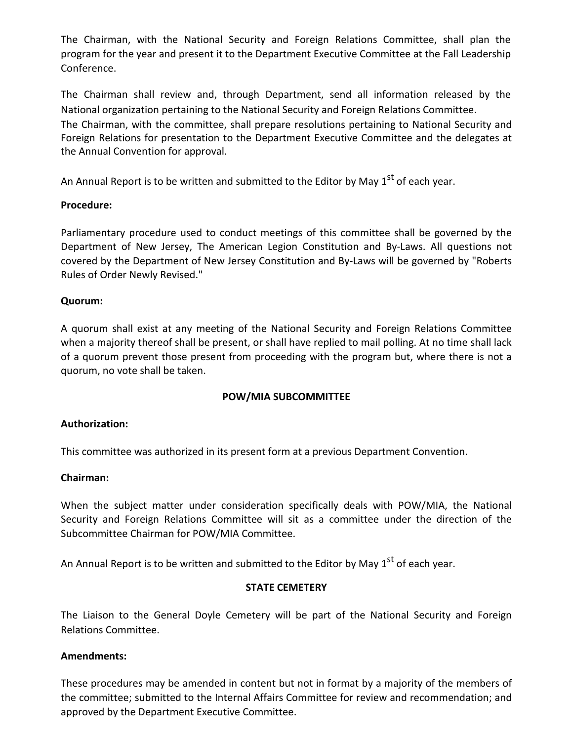The Chairman, with the National Security and Foreign Relations Committee, shall plan the program for the year and present it to the Department Executive Committee at the Fall Leadership Conference.

The Chairman shall review and, through Department, send all information released by the National organization pertaining to the National Security and Foreign Relations Committee.
The Chairman, with the committee, shall prepare resolutions pertaining to National Security and Foreign Relations for presentation to the Department Executive Committee and the delegates at the Annual Convention for approval.

An Annual Report is to be written and submitted to the Editor by May 1st of each year.

**Procedure:**

Parliamentary procedure used to conduct meetings of this committee shall be governed by the Department of New Jersey, The American Legion Constitution and By-Laws. All questions not covered by the Department of New Jersey Constitution and By-Laws will be governed by "Roberts Rules of Order Newly Revised."

**Quorum:**

A quorum shall exist at any meeting of the National Security and Foreign Relations Committee when a majority thereof shall be present, or shall have replied to mail polling. At no time shall lack of a quorum prevent those present from proceeding with the program but, where there is not a quorum, no vote shall be taken.

## POW/MIA SUBCOMMITTEE

**Authorization:**

This committee was authorized in its present form at a previous Department Convention.

**Chairman:**

When the subject matter under consideration specifically deals with POW/MIA, the National Security and Foreign Relations Committee will sit as a committee under the direction of the Subcommittee Chairman for POW/MIA Committee.

An Annual Report is to be written and submitted to the Editor by May 1st of each year.

## STATE CEMETERY

The Liaison to the General Doyle Cemetery will be part of the National Security and Foreign Relations Committee.

**Amendments:**

These procedures may be amended in content but not in format by a majority of the members of the committee; submitted to the Internal Affairs Committee for review and recommendation; and approved by the Department Executive Committee.